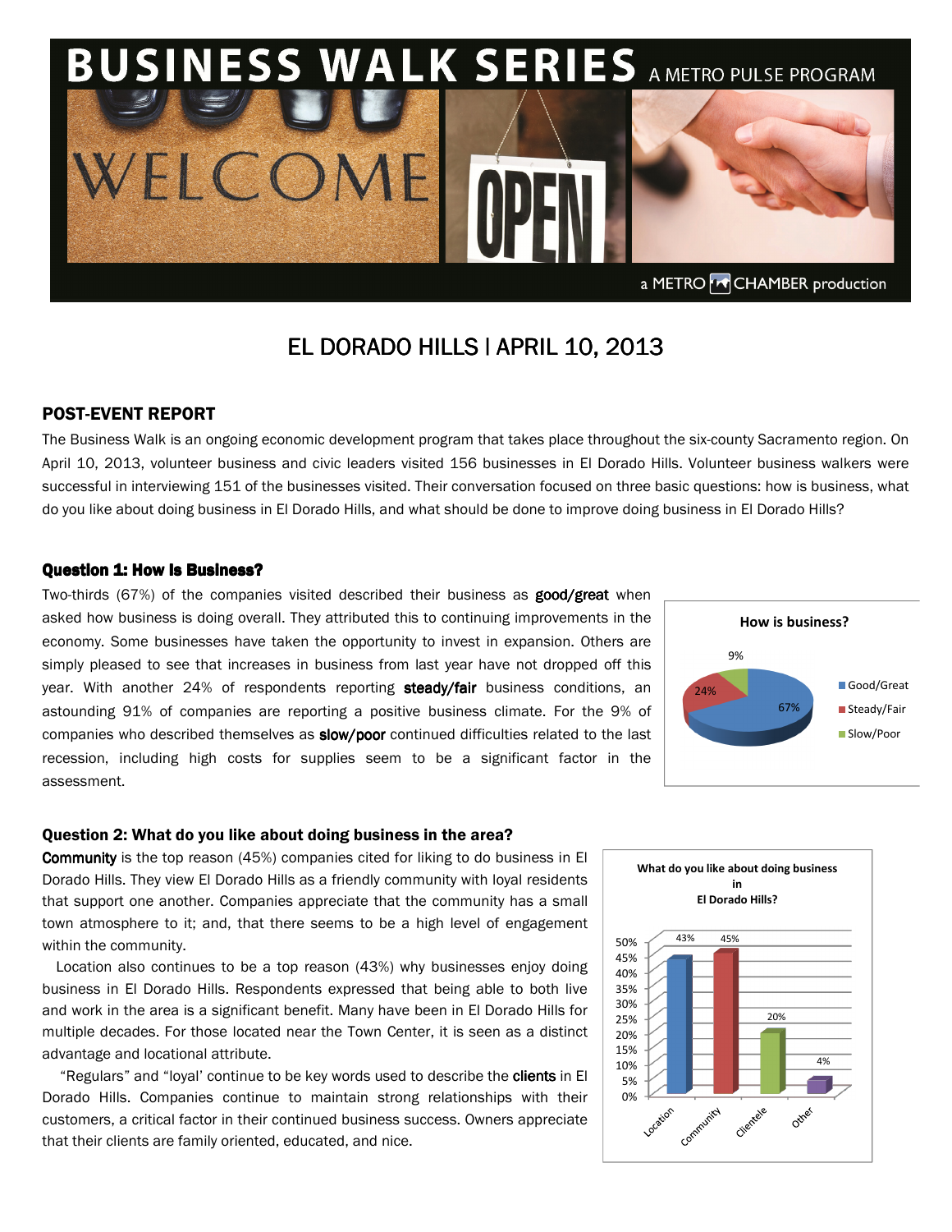# BUSINESS WALK SERIES A METRO PULSE PROGRAM

a METRO CHAMBER production

## EL DORADO HILLS | APRIL 10, 2013

### POST-EVENT REPORT

The Business Walk is an ongoing economic development program that takes place throughout the six-county Sacramento region. On April 10, 2013, volunteer business and civic leaders visited 156 businesses in El Dorado Hills. Volunteer business walkers were successful in interviewing 151 of the businesses visited. Their conversation focused on three basic questions: how is business, what do you like about doing business in El Dorado Hills, and what should be done to improve doing business in El Dorado Hills?

### Question 1: How Is Business?

Two-thirds (67%) of the companies visited described their business as **good/great** when asked how business is doing overall. They attributed this to continuing improvements in the economy. Some businesses have taken the opportunity to invest in expansion. Others are simply pleased to see that increases in business from last year have not dropped off this year. With another 24% of respondents reporting **steady/fair** business conditions, an astounding 91% of companies are reporting a positive business climate. For the 9% of companies who described themselves as **slow/poor** continued difficulties related to the last recession, including high costs for supplies seem to be a significant factor in the assessment.

**How is business?**

| Response | Percent |
| --- | --- |
| Good/Great | 67% |
| Steady/Fair | 24% |
| Slow/Poor | 9% |

### Question 2: What do you like about doing business in the area?

**Community** is the top reason (45%) companies cited for liking to do business in El Dorado Hills. They view El Dorado Hills as a friendly community with loyal residents that support one another. Companies appreciate that the community has a small town atmosphere to it; and, that there seems to be a high level of engagement within the community.

Location also continues to be a top reason (43%) why businesses enjoy doing business in El Dorado Hills. Respondents expressed that being able to both live and work in the area is a significant benefit. Many have been in El Dorado Hills for multiple decades. For those located near the Town Center, it is seen as a distinct advantage and locational attribute.

"Regulars" and "loyal" continue to be key words used to describe the **clients** in El Dorado Hills. Companies continue to maintain strong relationships with their customers, a critical factor in their continued business success. Owners appreciate that their clients are family oriented, educated, and nice.

**What do you like about doing business in El Dorado Hills?**

| Reason | Percent |
| --- | --- |
| Location | 43% |
| Community | 45% |
| Clientele | 20% |
| Other | 4% |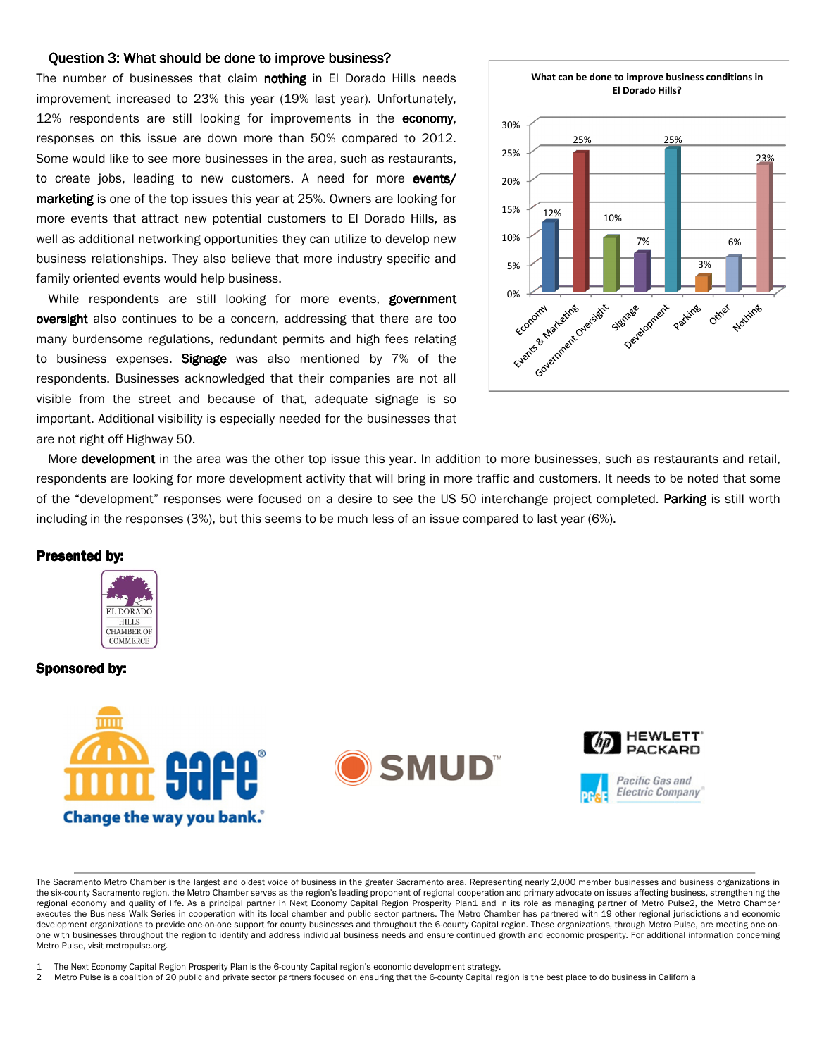### Question 3: What should be done to improve business?

The number of businesses that claim **nothing** in El Dorado Hills needs improvement increased to 23% this year (19% last year). Unfortunately, 12% respondents are still looking for improvements in the **economy**, responses on this issue are down more than 50% compared to 2012. Some would like to see more businesses in the area, such as restaurants, to create jobs, leading to new customers. A need for more **events/ marketing** is one of the top issues this year at 25%. Owners are looking for more events that attract new potential customers to El Dorado Hills, as well as additional networking opportunities they can utilize to develop new business relationships. They also believe that more industry specific and family oriented events would help business.

While respondents are still looking for more events, **government oversight** also continues to be a concern, addressing that there are too many burdensome regulations, redundant permits and high fees relating to business expenses. **Signage** was also mentioned by 7% of the respondents. Businesses acknowledged that their companies are not all visible from the street and because of that, adequate signage is so important. Additional visibility is especially needed for the businesses that are not right off Highway 50.

What can be done to improve business conditions in El Dorado Hills?

30%
25%
20%
15%
10%
5%
0%

Economy 12%
Events & Marketing 25%
Government Oversight 10%
Signage 7%
Development 25%
Parking 3%
Other 6%
Nothing 23%

More **development** in the area was the other top issue this year. In addition to more businesses, such as restaurants and retail, respondents are looking for more development activity that will bring in more traffic and customers. It needs to be noted that some of the "development" responses were focused on a desire to see the US 50 interchange project completed. **Parking** is still worth including in the responses (3%), but this seems to be much less of an issue compared to last year (6%).

**Presented by:**

EL DORADO HILLS CHAMBER OF COMMERCE

**Sponsored by:**

safe® Change the way you bank.®

SMUD™

HEWLETT PACKARD

Pacific Gas and Electric Company®

The Sacramento Metro Chamber is the largest and oldest voice of business in the greater Sacramento area. Representing nearly 2,000 member businesses and business organizations in the six-county Sacramento region, the Metro Chamber serves as the region's leading proponent of regional cooperation and primary advocate on issues affecting business, strengthening the regional economy and quality of life. As a principal partner in Next Economy Capital Region Prosperity Plan[1] and in its role as managing partner of Metro Pulse[2], the Metro Chamber executes the Business Walk Series in cooperation with its local chamber and public sector partners. The Metro Chamber has partnered with 19 other regional jurisdictions and economic development organizations to provide one-on-one support for county businesses and throughout the 6-county Capital region. These organizations, through Metro Pulse, are meeting one-on-one with businesses throughout the region to identify and address individual business needs and ensure continued growth and economic prosperity. For additional information concerning Metro Pulse, visit metropulse.org.

1 The Next Economy Capital Region Prosperity Plan is the 6-county Capital region's economic development strategy.
2 Metro Pulse is a coalition of 20 public and private sector partners focused on ensuring that the 6-county Capital region is the best place to do business in California